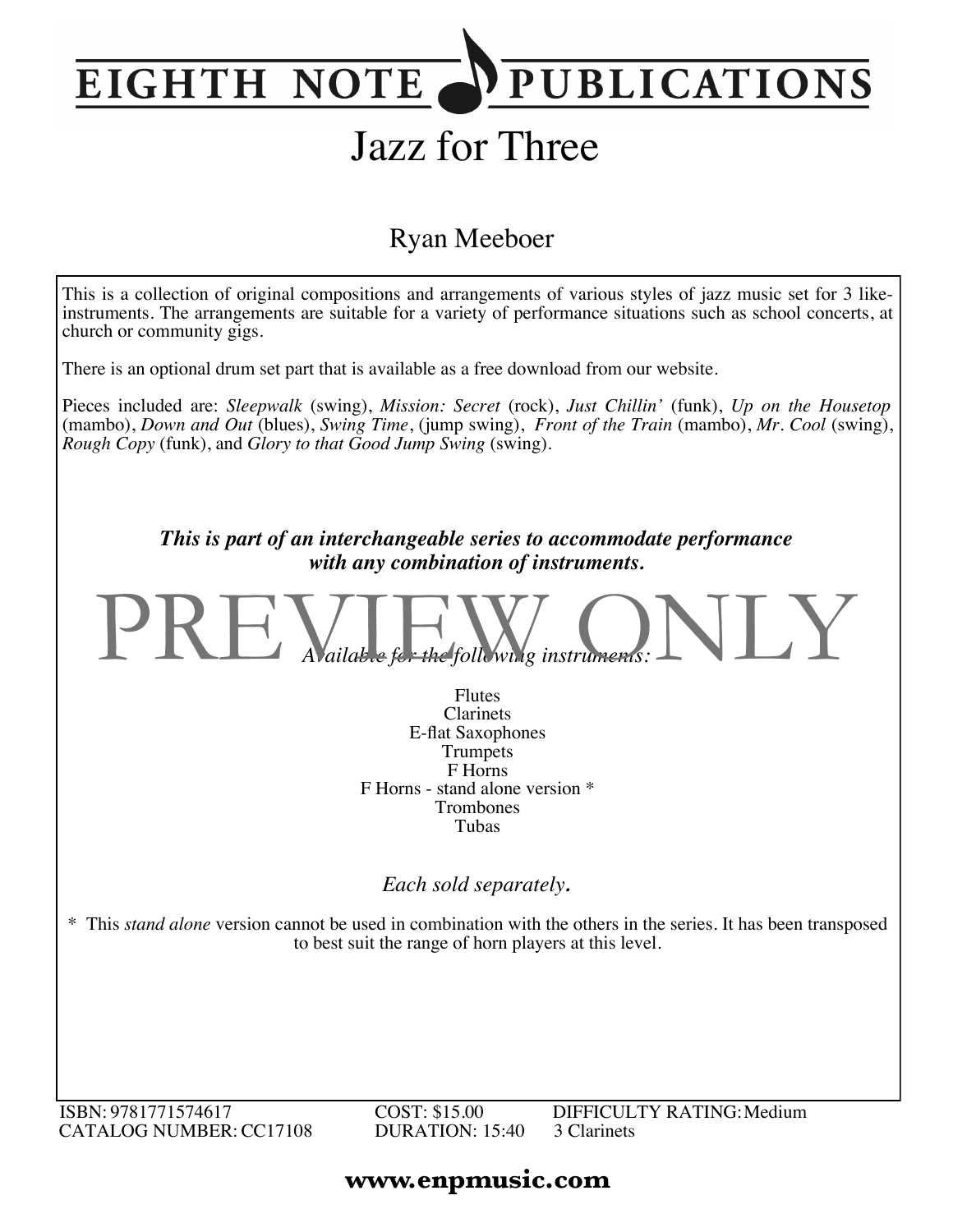# EIGHTH NOTE PUBLICATIONS

## Jazz for Three

Ryan Meeboer

This is a collection of original compositions and arrangements of various styles of jazz music set for 3 like-instruments. The arrangements are suitable for a variety of performance situations such as school concerts, at church or community gigs.

There is an optional drum set part that is available as a free download from our website.

Pieces included are: *Sleepwalk* (swing), *Mission: Secret* (rock), *Just Chillin'* (funk), *Up on the Housetop* (mambo), *Down and Out* (blues), *Swing Time*, (jump swing), *Front of the Train* (mambo), *Mr. Cool* (swing), *Rough Copy* (funk), and *Glory to that Good Jump Swing* (swing).

***This is part of an interchangeable series to accommodate performance with any combination of instruments.***

PREVIEW ONLY

*Available for the following instruments:*

Flutes
Clarinets
E-flat Saxophones
Trumpets
F Horns
F Horns - stand alone version *
Trombones
Tubas

*Each sold separately.*

* This *stand alone* version cannot be used in combination with the others in the series. It has been transposed to best suit the range of horn players at this level.

ISBN: 9781771574617
CATALOG NUMBER: CC17108
COST: $15.00
DURATION: 15:40
DIFFICULTY RATING: Medium
3 Clarinets

**www.enpmusic.com**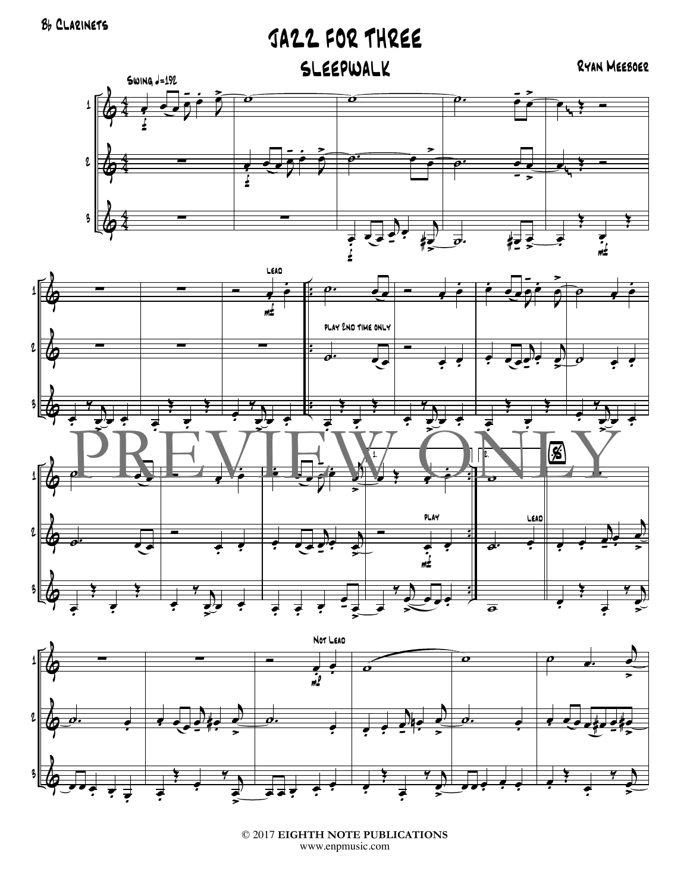B♭ Clarinets

# Jazz for Three

## Sleepwalk

Ryan Meeboer

Swing ♩=192

Lead

play 2nd time only

play

Lead

Not Lead

PREVIEW ONLY

© 2017 **EIGHTH NOTE PUBLICATIONS**
www.enpmusic.com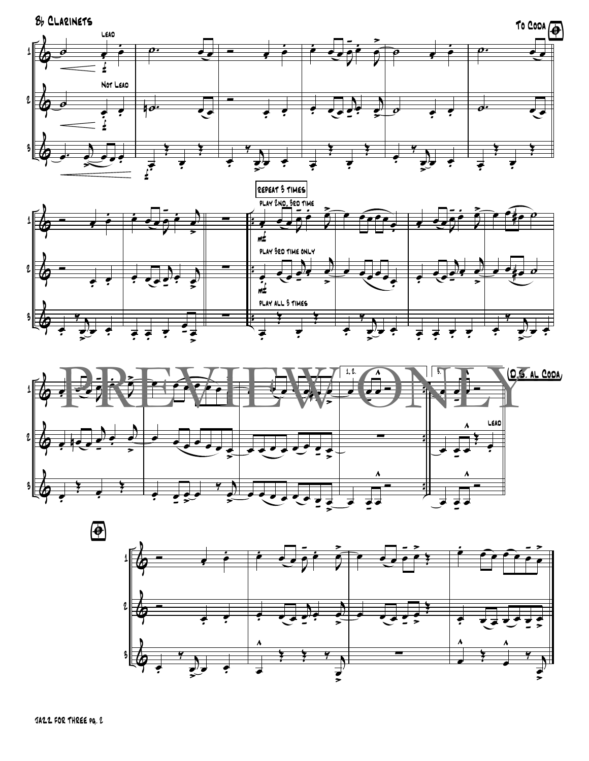# B♭ Clarinets

To Coda

Lead

Not Lead

repeat 3 times

play 2nd, 3rd time

play 3rd time only

play all 3 times

mf

1, 2.

3.

D.S. al Coda

Lead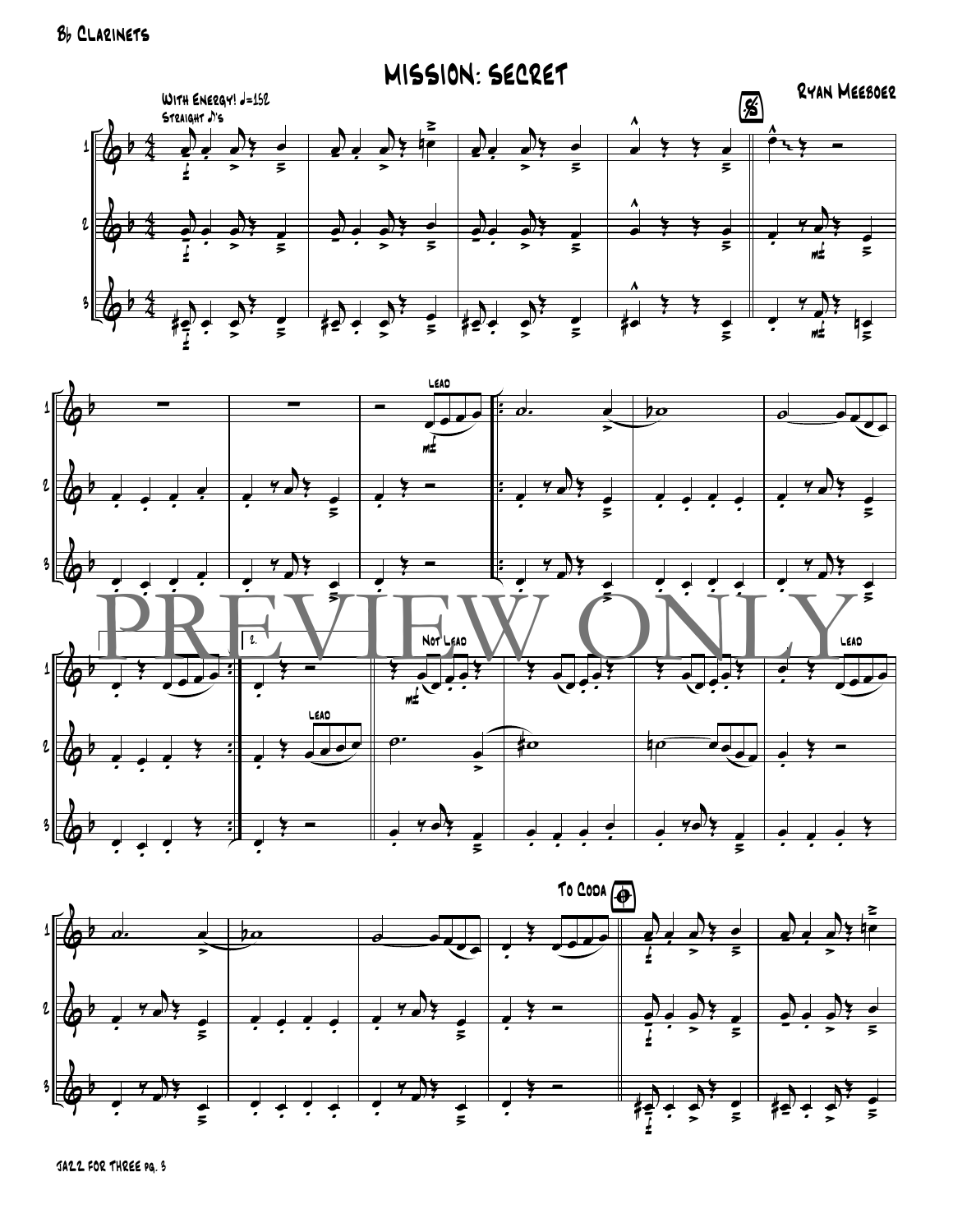# MISSION: SECRET

Ryan Meeboer

With Energy! ♩=152
Straight ♪'s

Lead

Not Lead

To Coda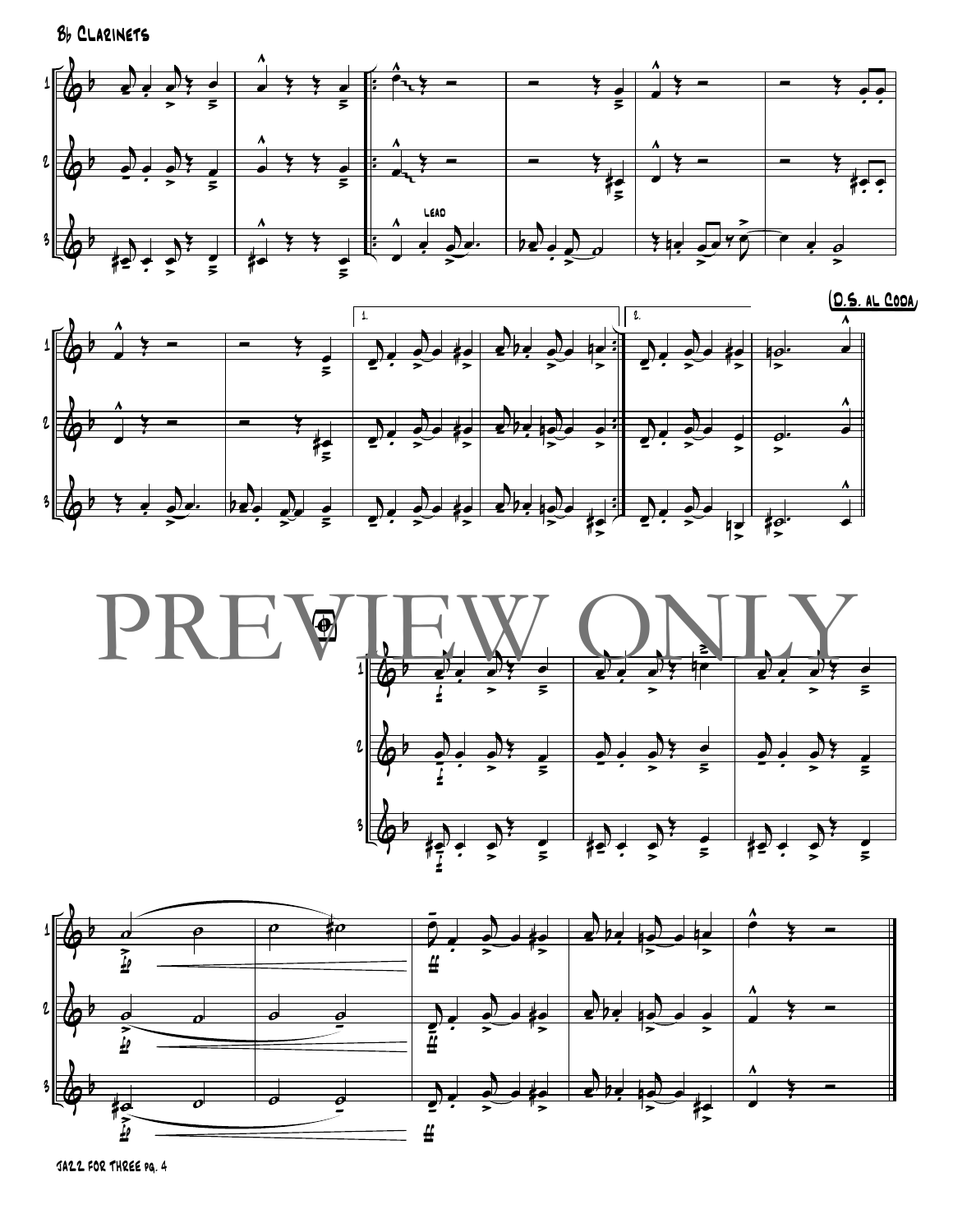Bb Clarinets

LEAD

D.S. al Coda

PREVIEW ONLY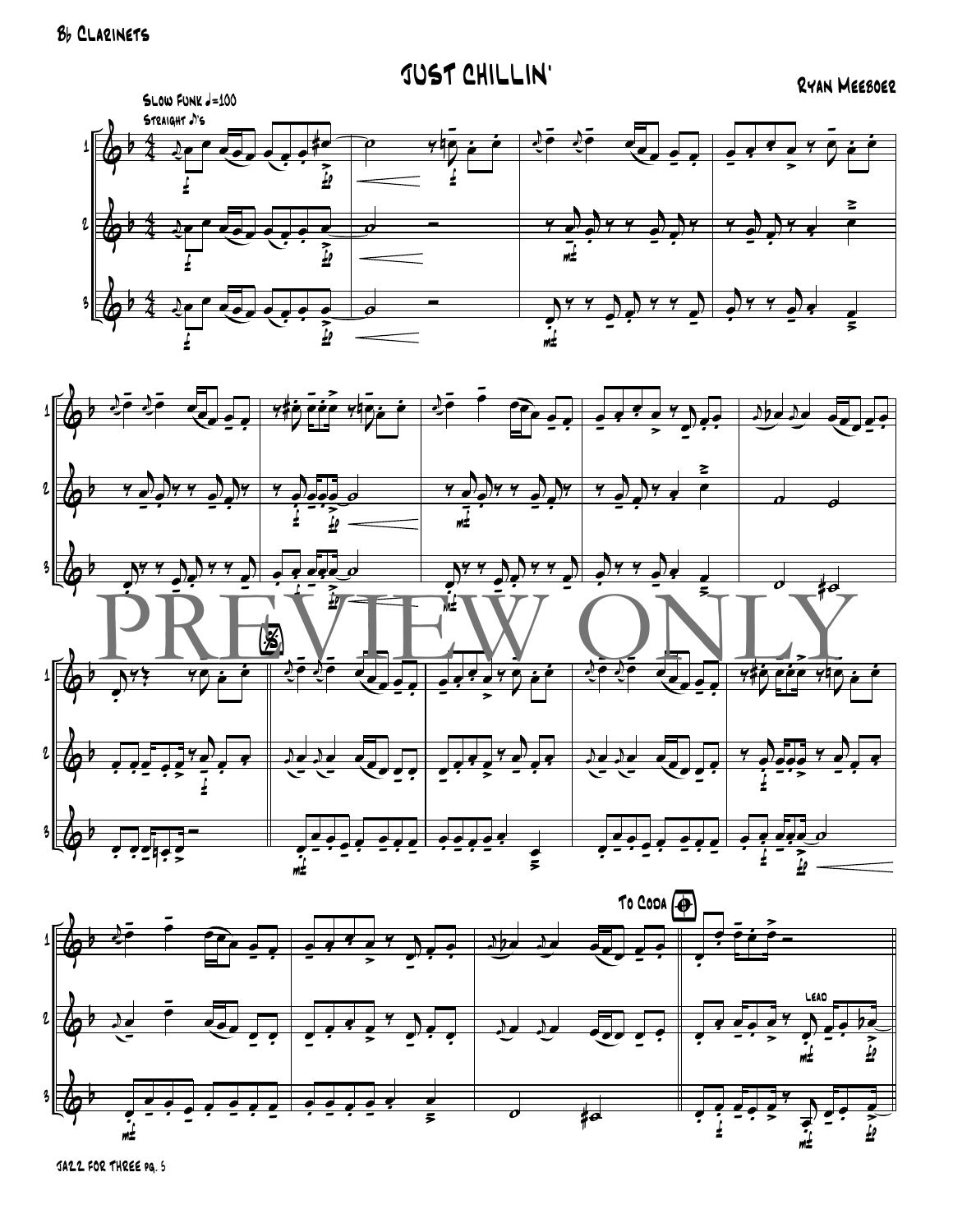B♭ Clarinets

# JUST CHILLIN'

Ryan Meeboer

Slow Funk ♩=100
Straight ♪'s

PREVIEW ONLY

To Coda

LEAD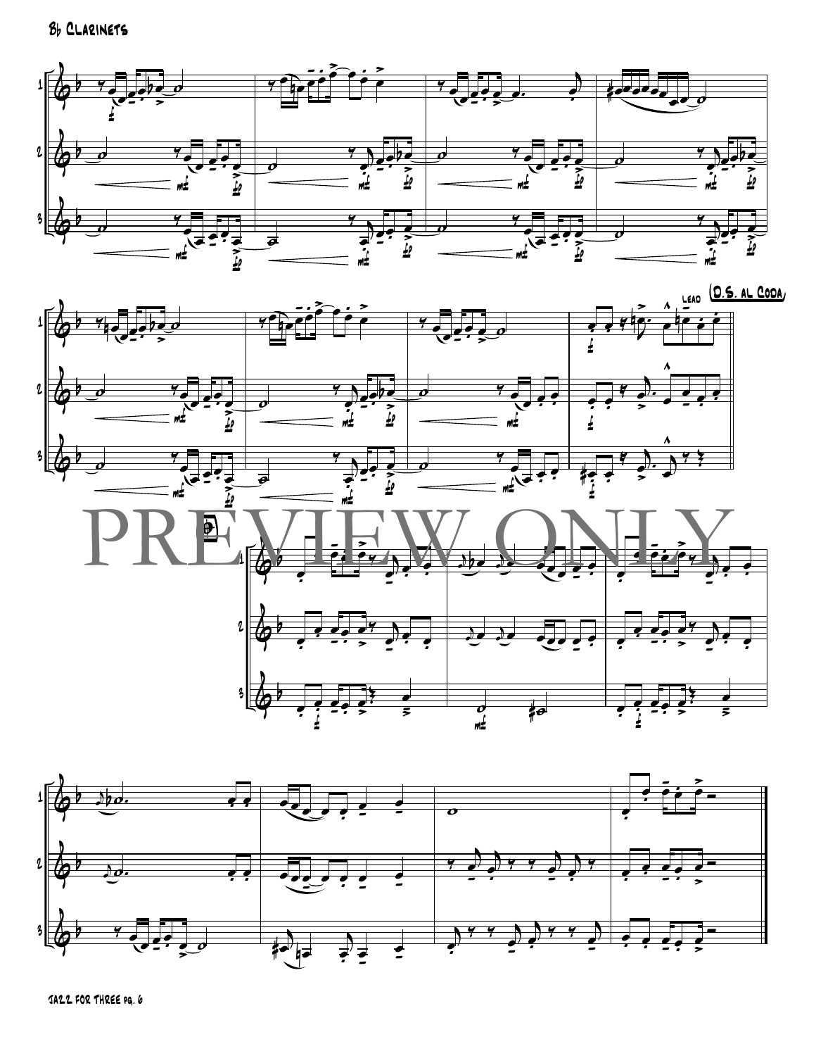Bb Clarinets

Lead (D.S. al Coda)

PREVIEW ONLY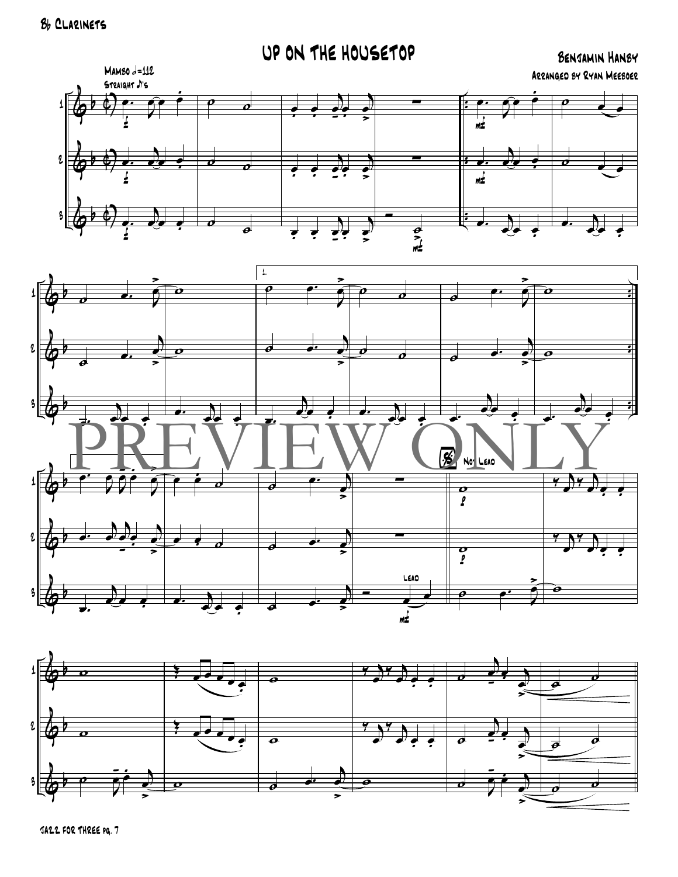# Up on the Housetop

Bb Clarinets

Benjamin Hanby

Arranged by Ryan Meeboer

Mambo ♩=112

Straight ♪'s

PREVIEW ONLY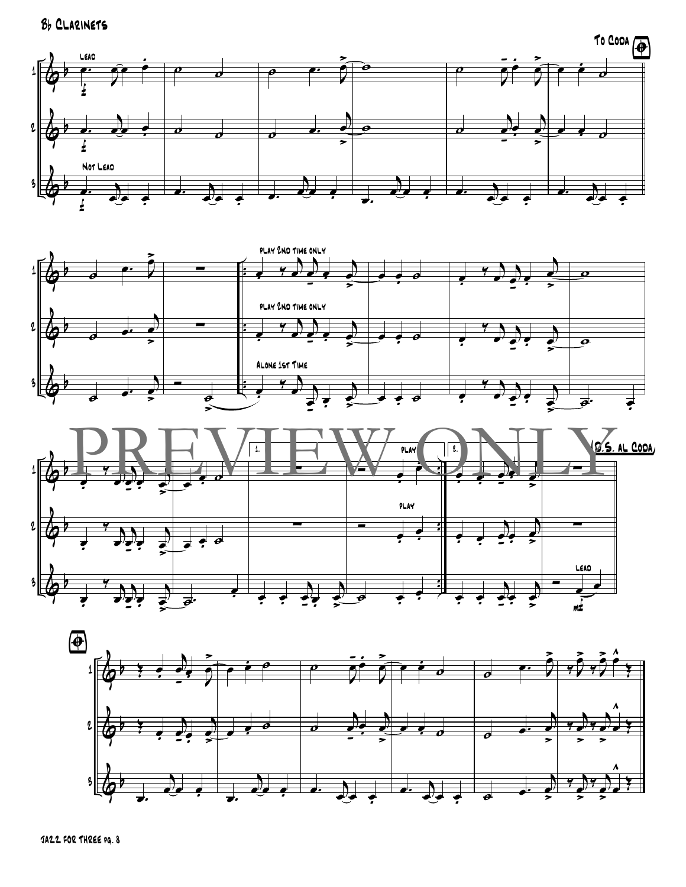Bb Clarinets

To Coda

Lead

Not Lead

play 2nd time only

play 2nd time only

Alone 1st Time

PREVIEW ONLY

1.

play

2.

play

D.S. al Coda

Lead

JAZZ FOR THREE pg. 8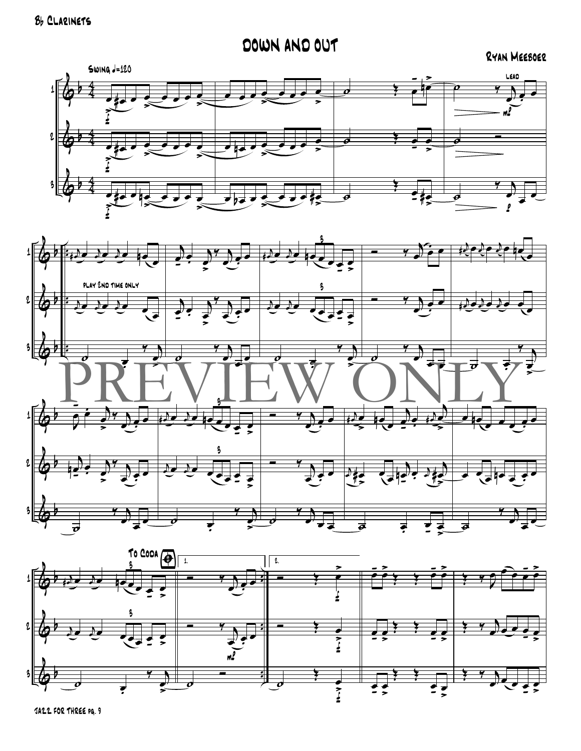B♭ Clarinets

# Down and Out

Ryan Meeboer

Swing ♩=120

lead

play 2nd time only

PREVIEW ONLY

To Coda

1.

2.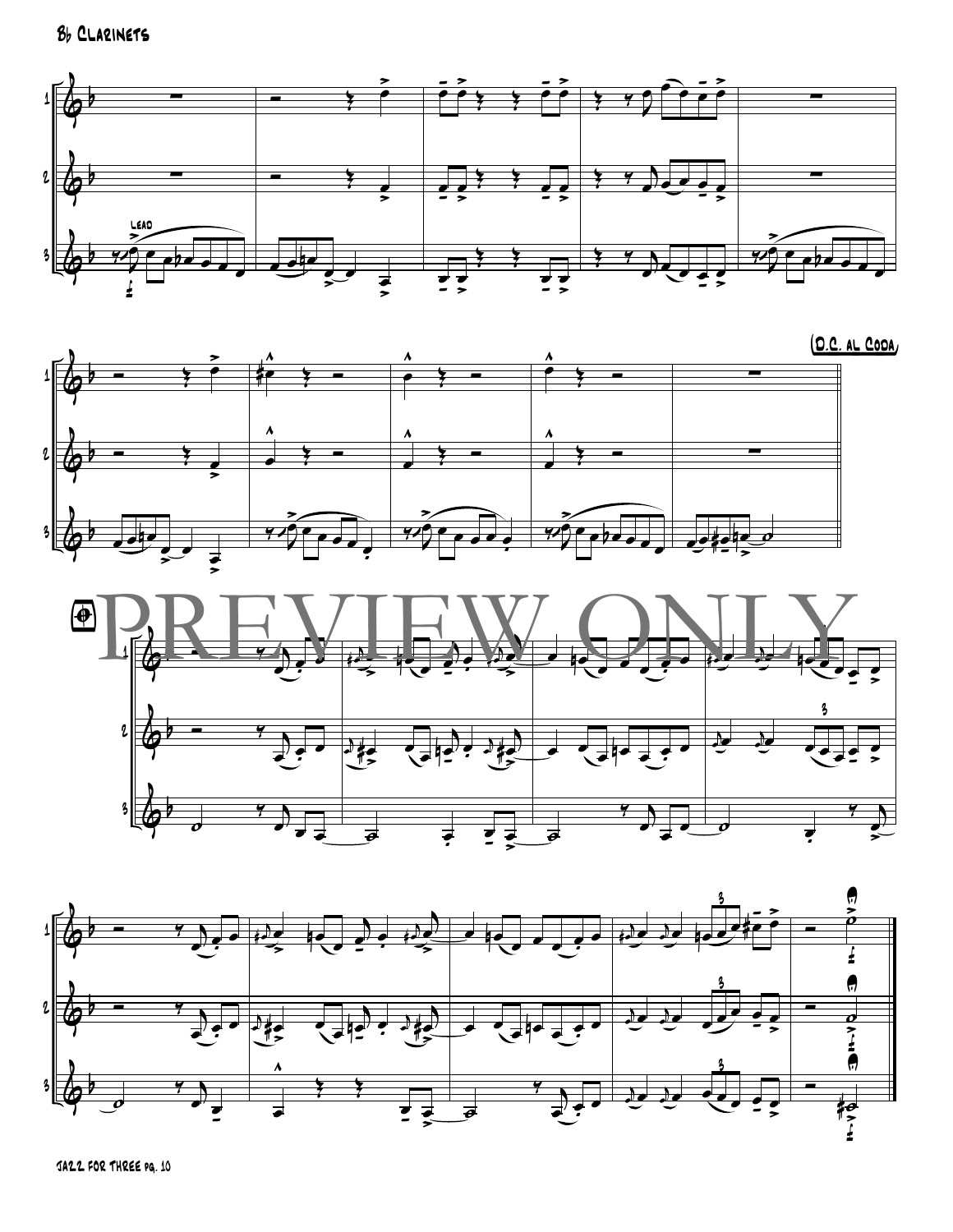B♭ Clarinets

Lead

(D.C. al Coda)

PREVIEW ONLY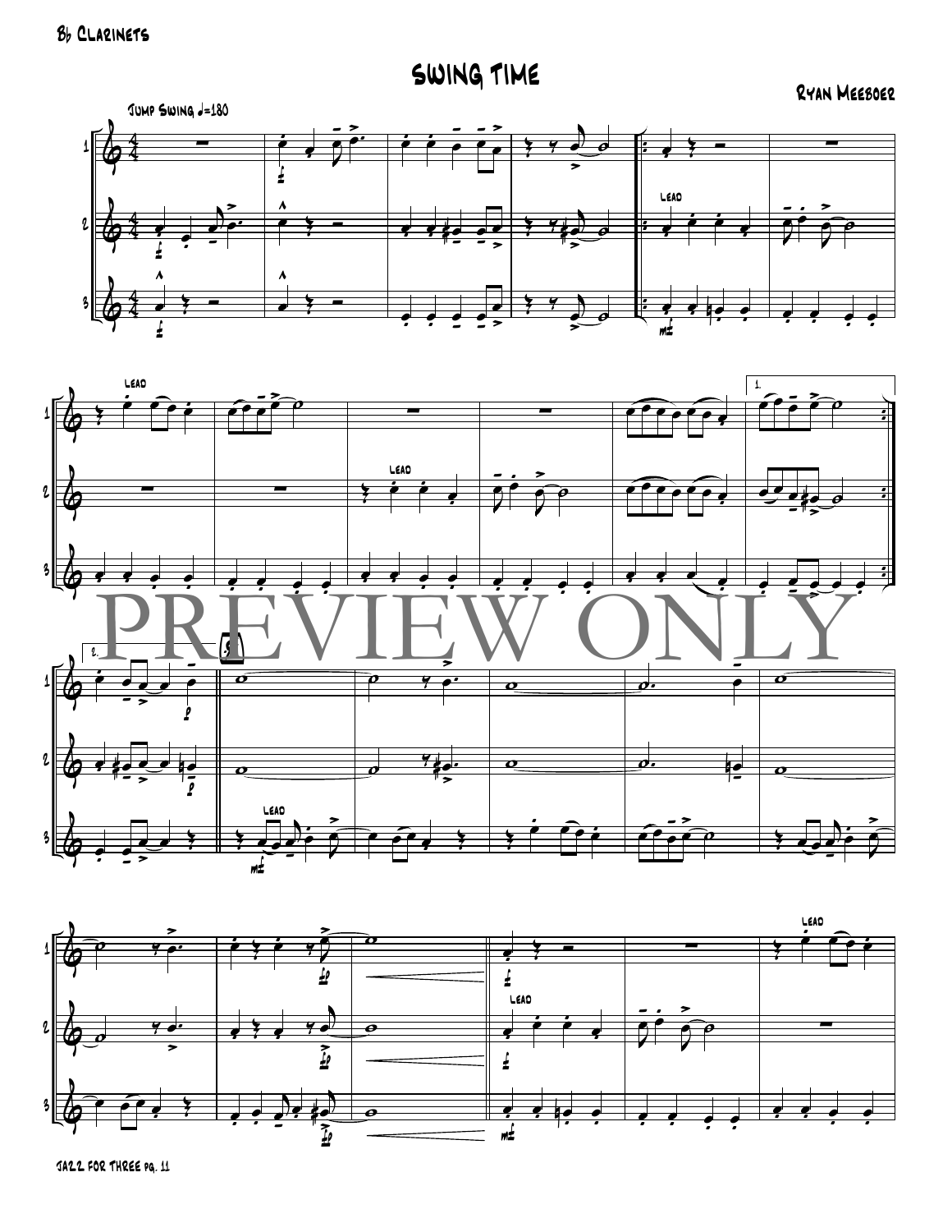Bb Clarinets

# SWING TIME

Ryan Meeboer

Jump Swing ♩=180

PREVIEW ONLY

JAZZ FOR THREE pg. 11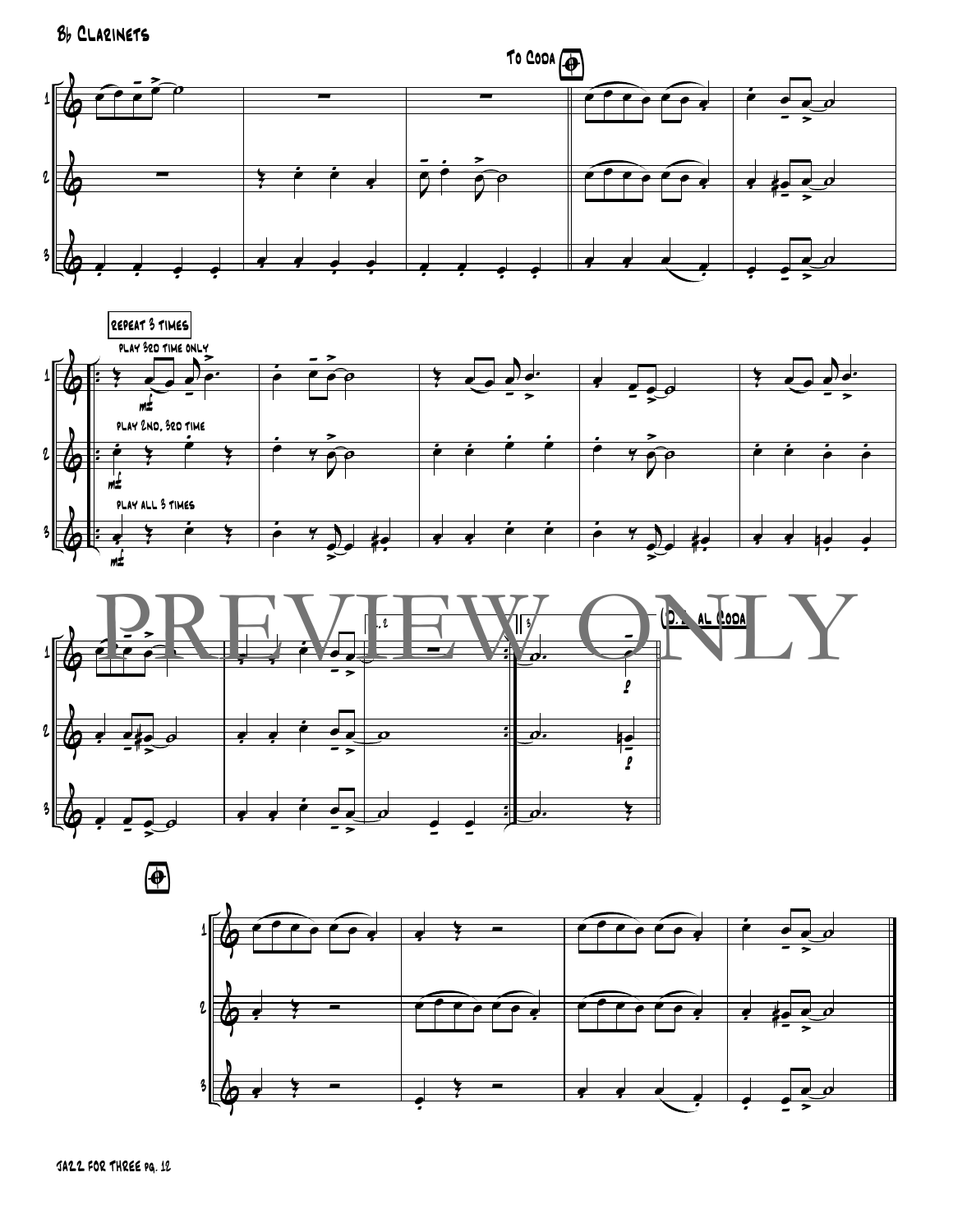Bb Clarinets

To Coda

Repeat 3 times

play 3rd time only

play 2nd, 3rd time

play all 3 times

mf

D.S. al Coda

PREVIEW ONLY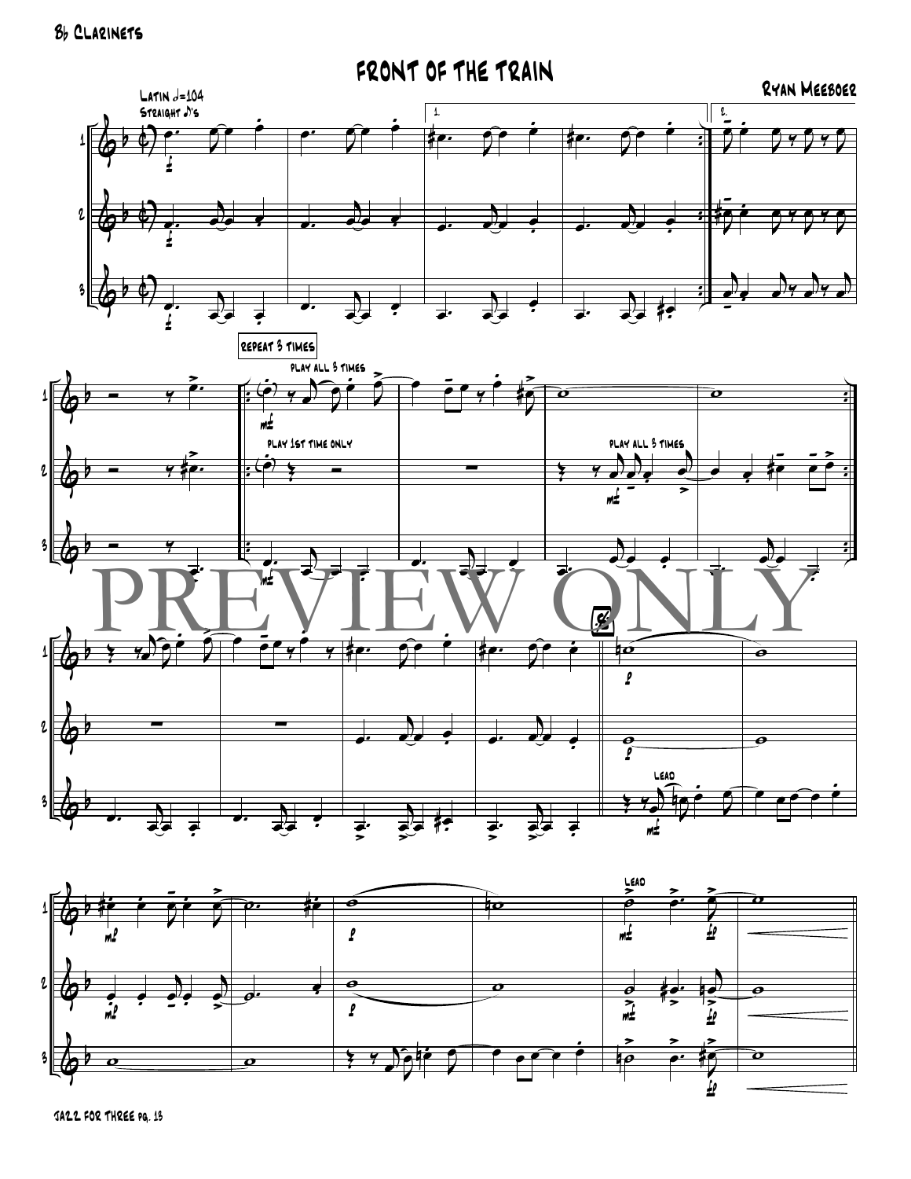Bb Clarinets

# FRONT OF THE TRAIN

Ryan Meeboer

Latin 𝅗𝅥=104
Straight ♪'s

repeat 3 times

play all 3 times

play 1st time only

play all 3 times

Lead

Lead

PREVIEW ONLY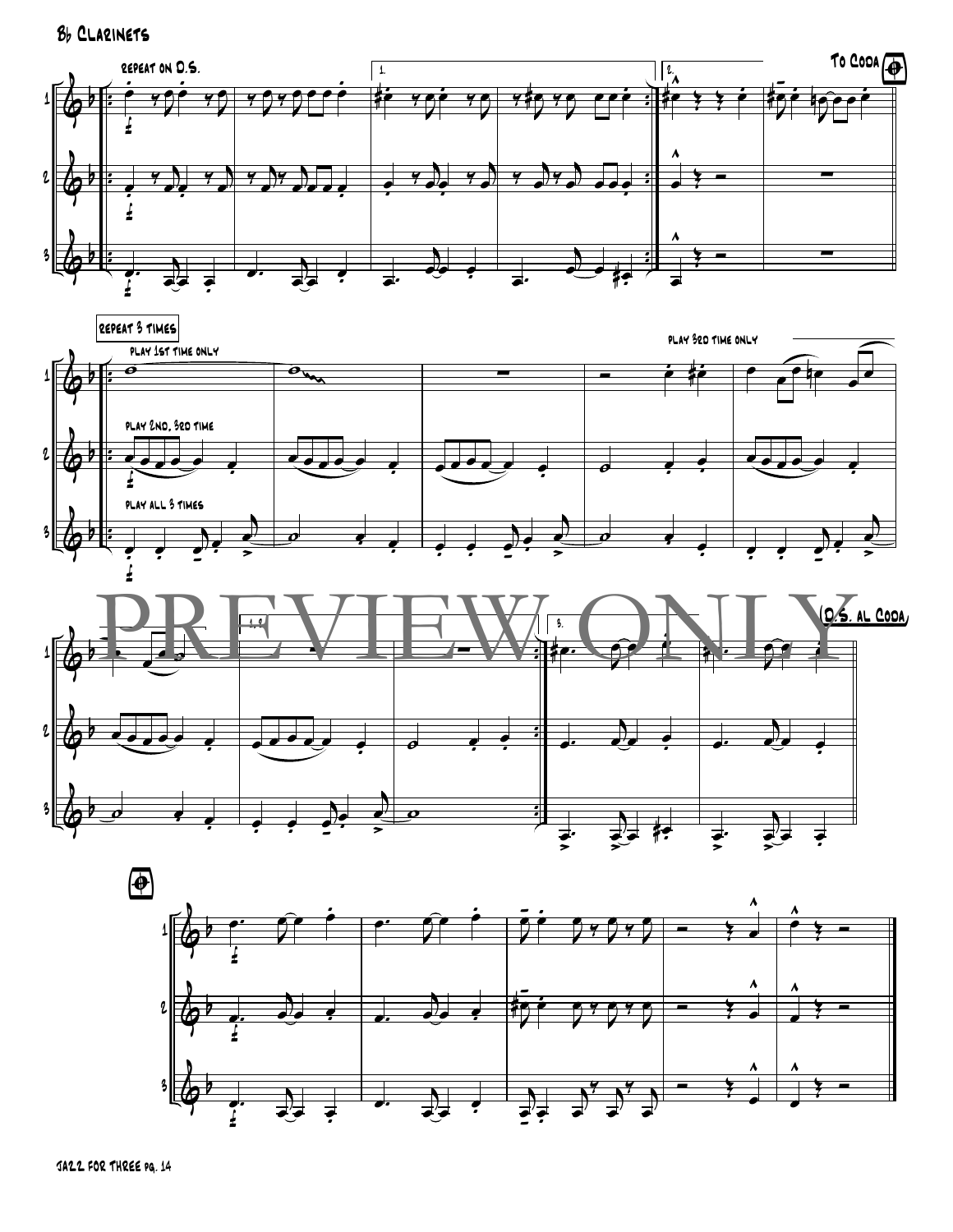B♭ Clarinets

repeat on D.S.

To Coda

repeat 3 times

play 1st time only

play 3rd time only

play 2nd, 3rd time

play all 3 times

D.S. al Coda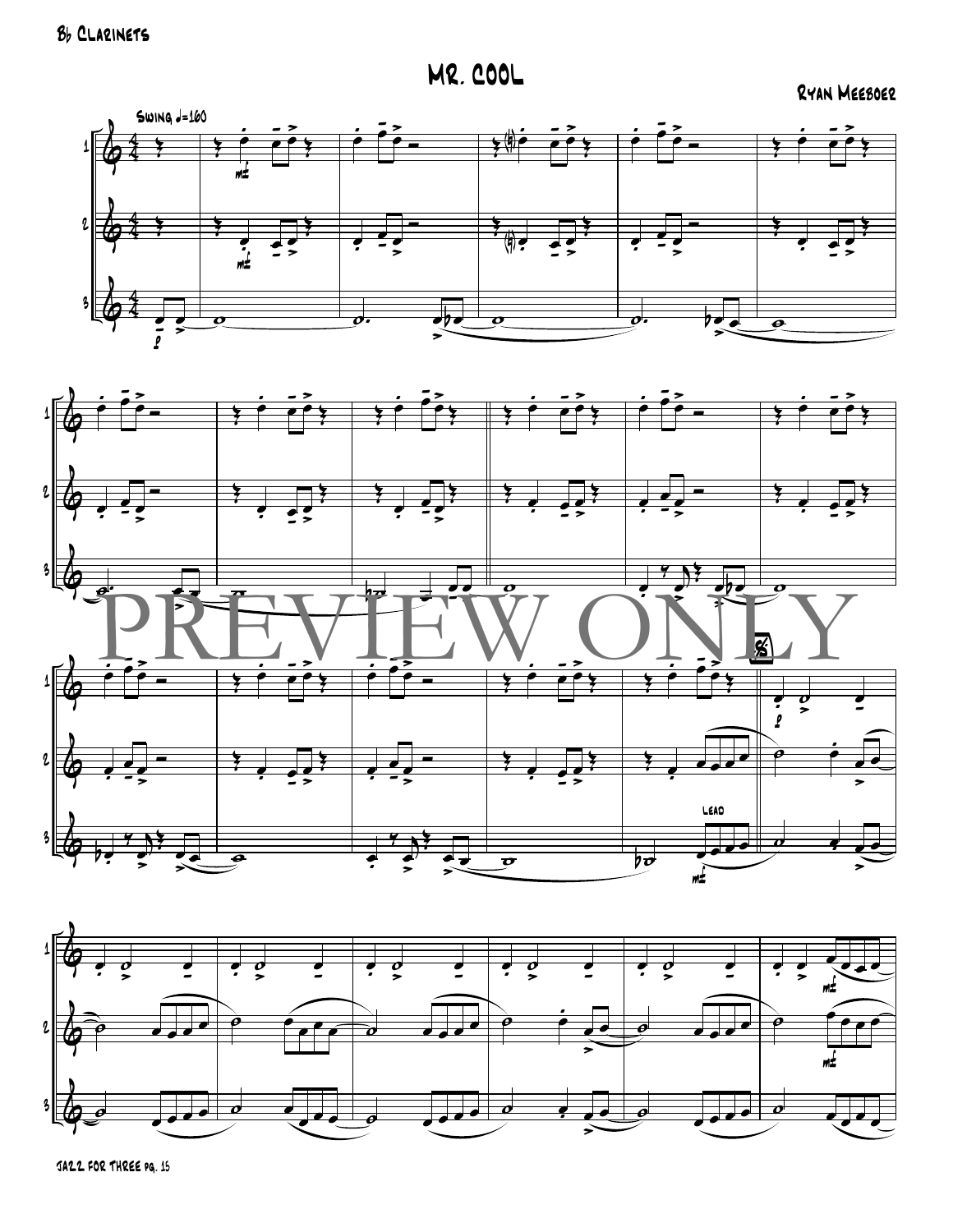# MR. COOL

Bb Clarinets

RYAN MEEBOER

Swing ♩=160

PREVIEW ONLY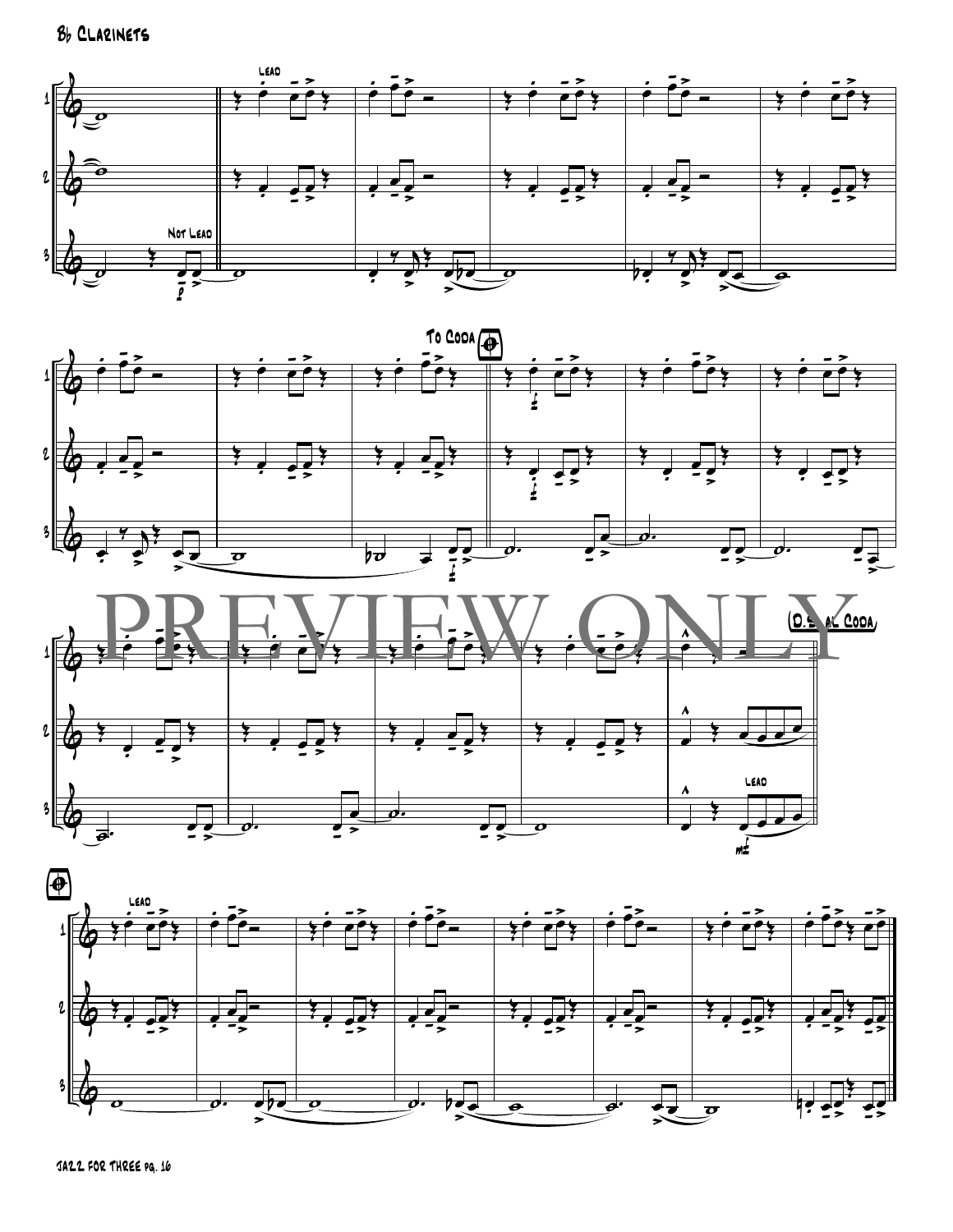Bb Clarinets

Lead

Not Lead

To Coda

PREVIEW ONLY

D.S. al Coda

Lead

Lead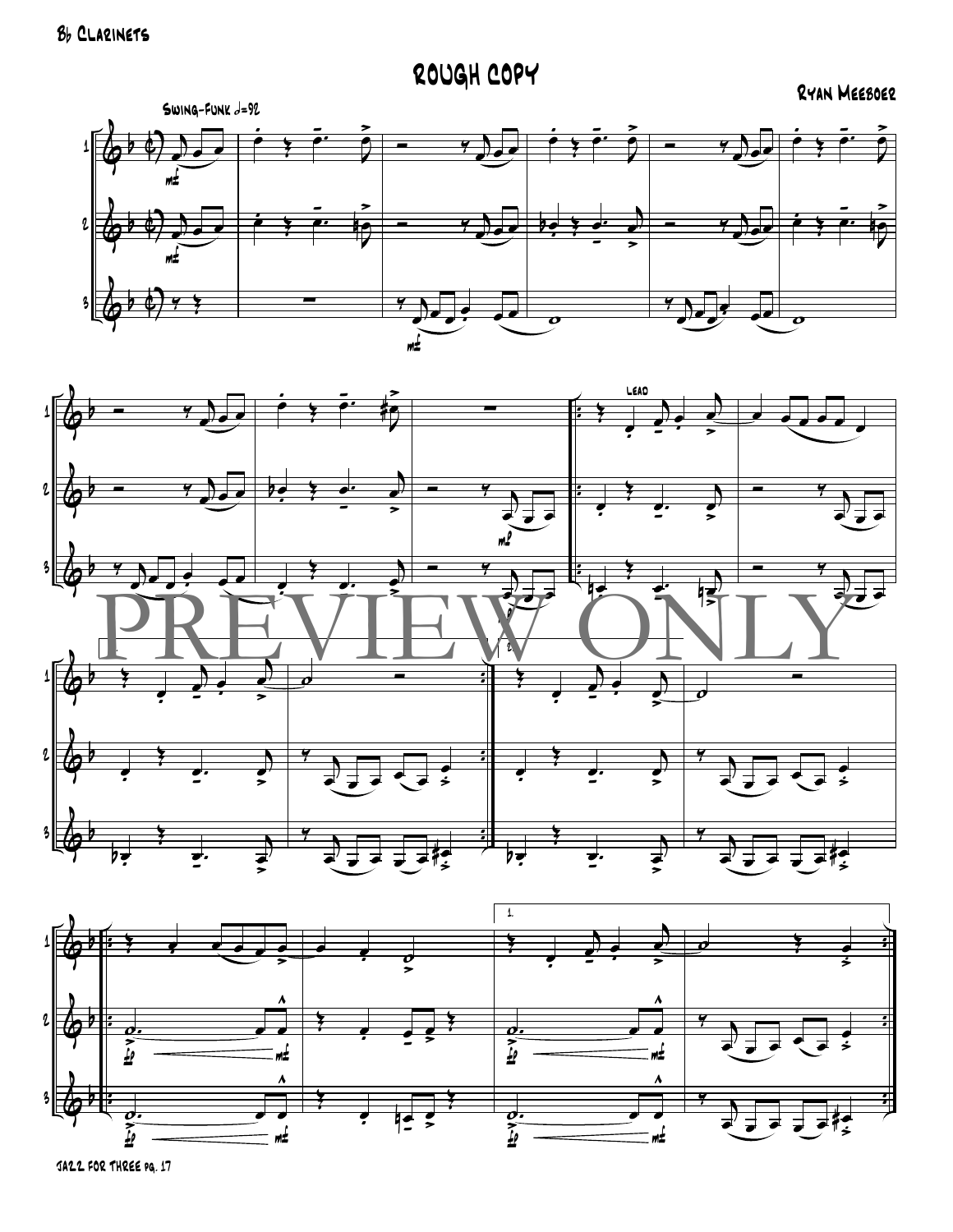Bb Clarinets

# ROUGH COPY

Ryan Meeboer

Swing-Funk ♩=92

PREVIEW ONLY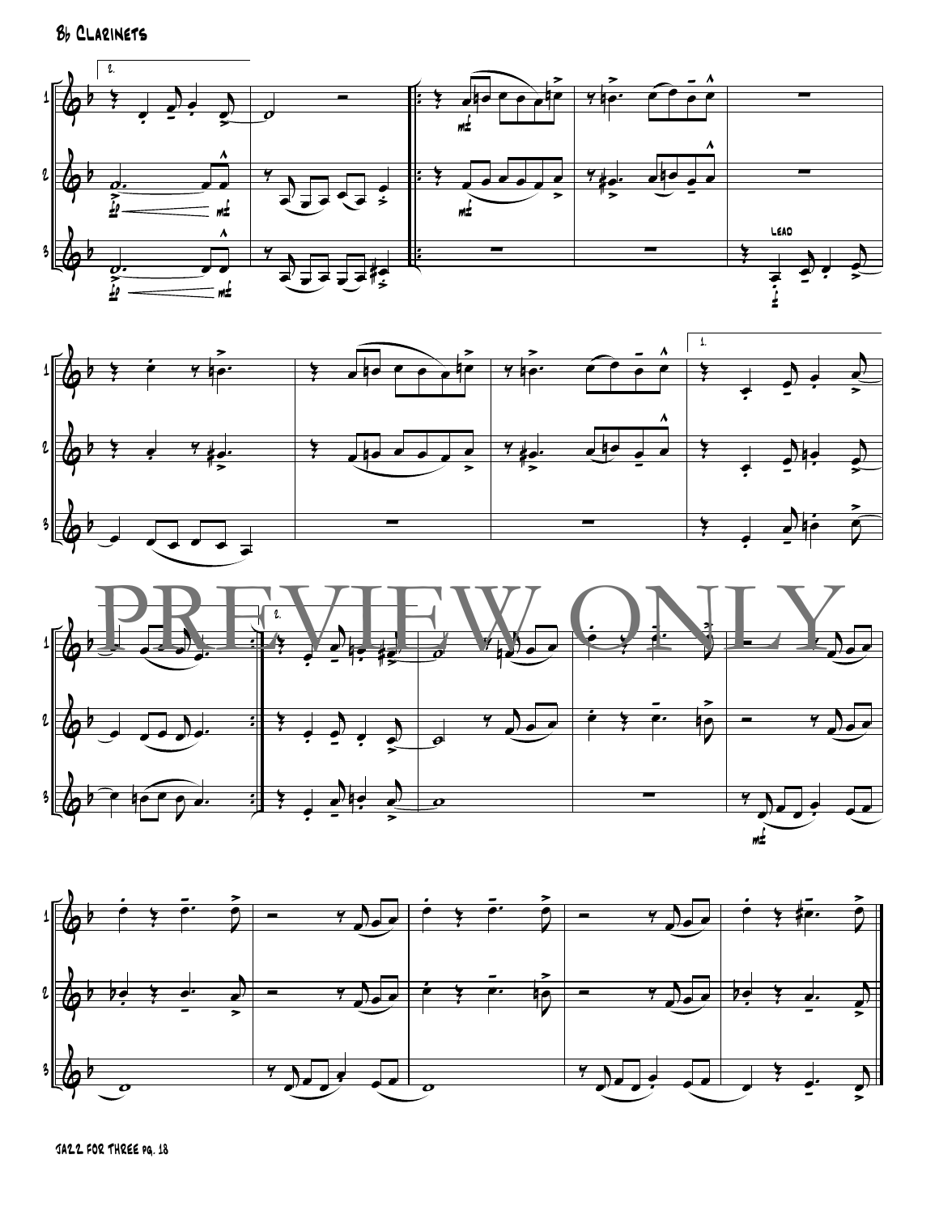Bb Clarinets

PREVIEW ONLY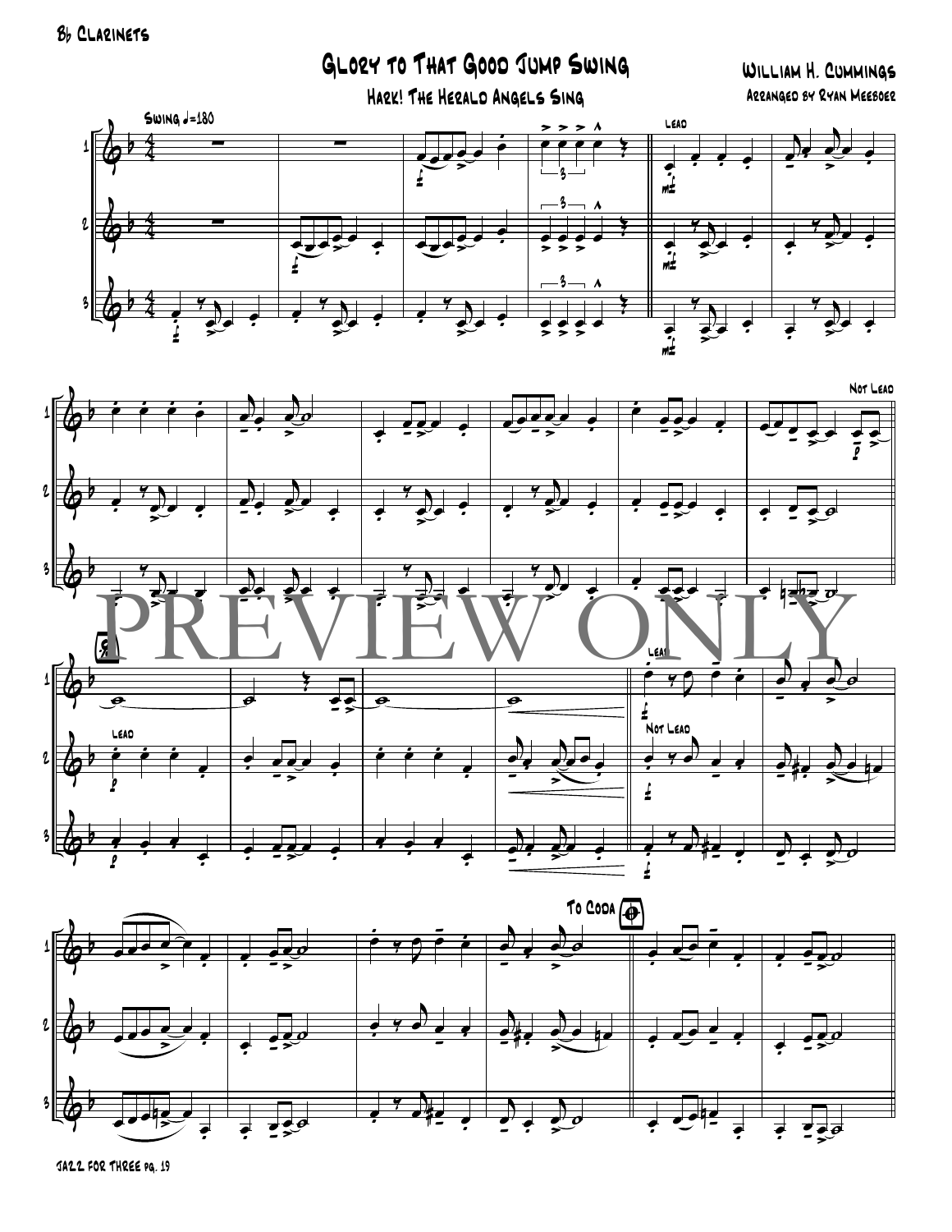Bb Clarinets

# Glory to That Good Jump Swing

## Hark! The Herald Angels Sing

William H. Cummings

Arranged by Ryan Meeboer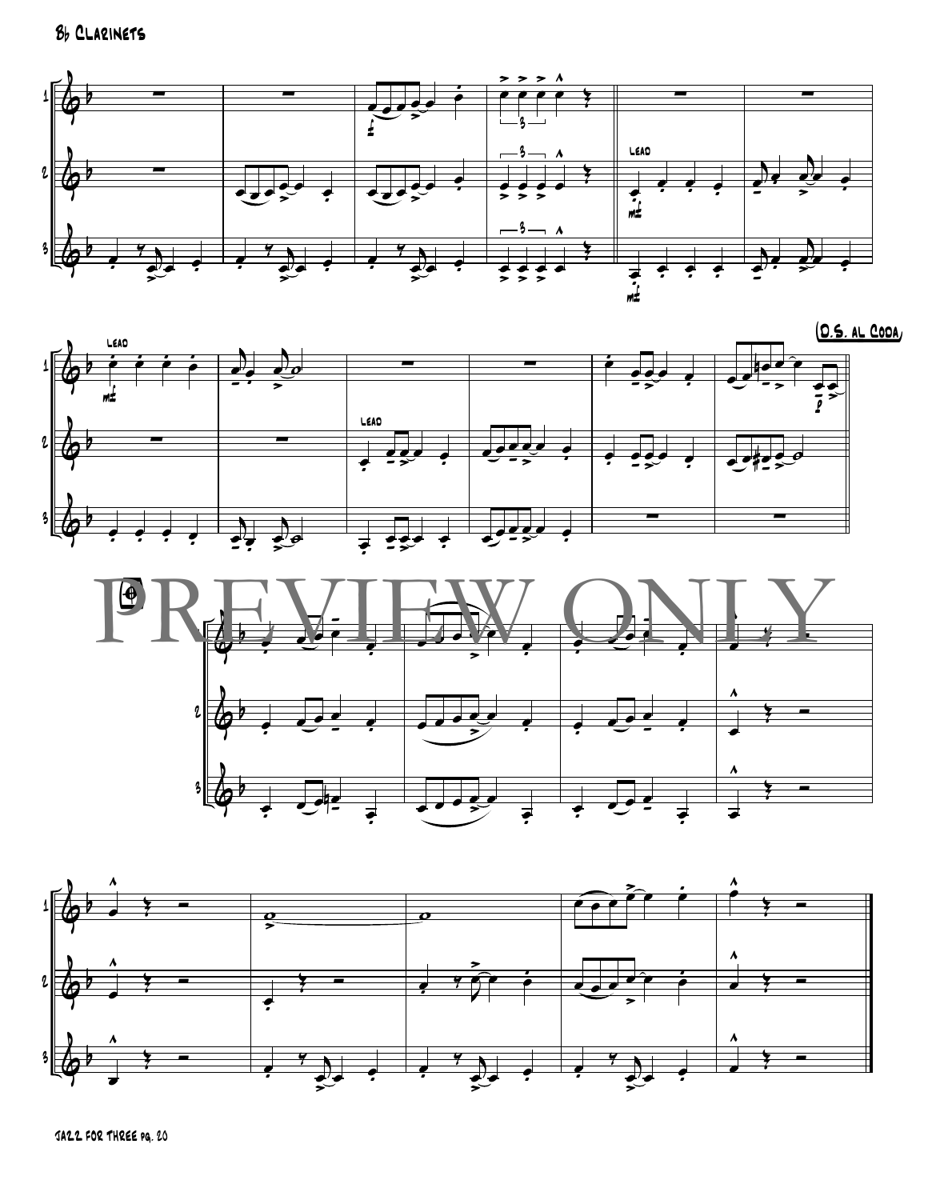B♭ Clarinets

LEAD

LEAD

LEAD

(D.S. al Coda)

PREVIEW ONLY